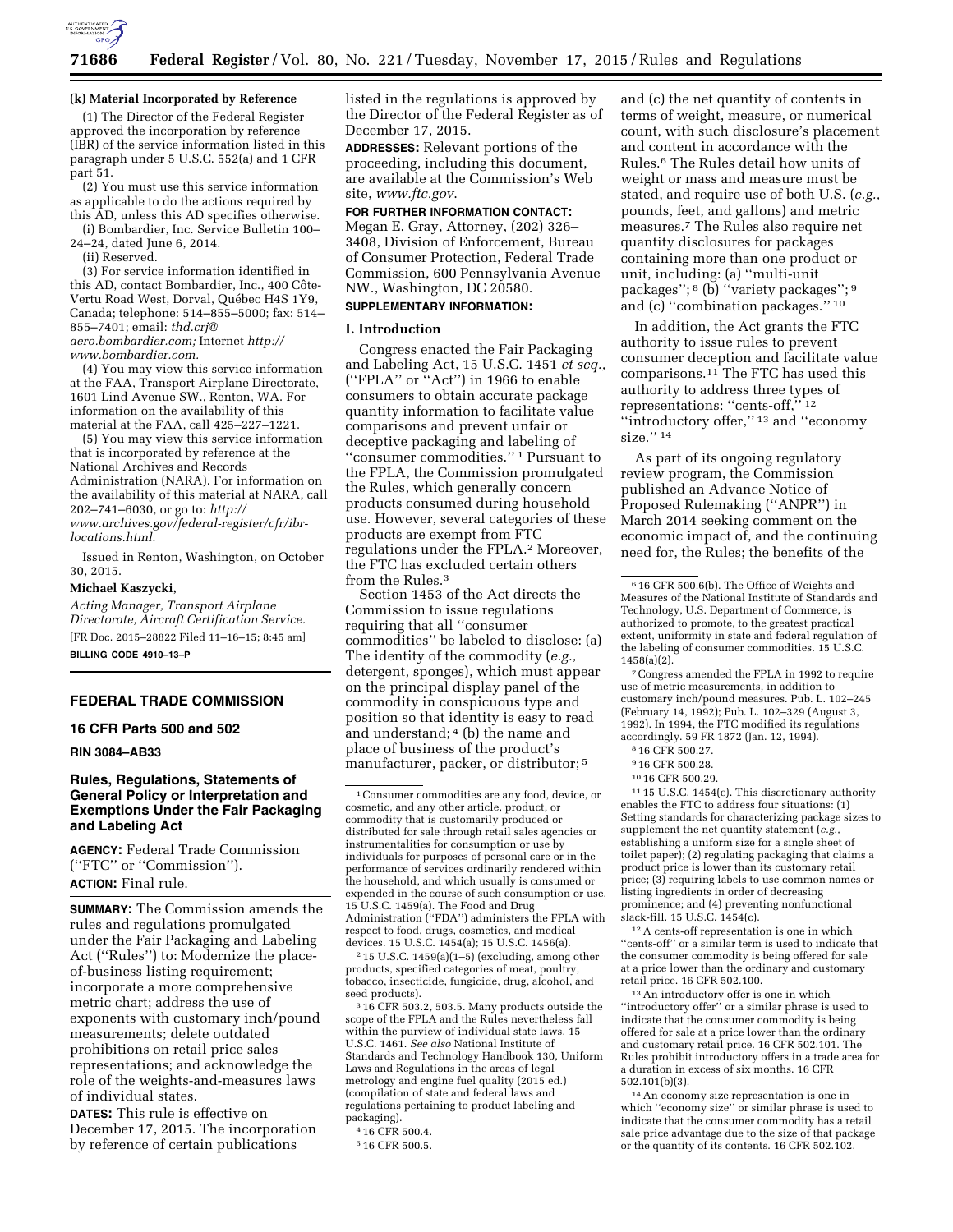**(k) Material Incorporated by Reference**

(1) The Director of the Federal Register approved the incorporation by reference (IBR) of the service information listed in this paragraph under 5 U.S.C. 552(a) and 1 CFR part 51.

(2) You must use this service information as applicable to do the actions required by this AD, unless this AD specifies otherwise.

(i) Bombardier, Inc. Service Bulletin 100–24–24, dated June 6, 2014.

(ii) Reserved.

(3) For service information identified in this AD, contact Bombardier, Inc., 400 Côte-Vertu Road West, Dorval, Québec H4S 1Y9, Canada; telephone: 514–855–5000; fax: 514–855–7401; email: *thd.crj@aero.bombardier.com;* Internet *http://www.bombardier.com.*

(4) You may view this service information at the FAA, Transport Airplane Directorate, 1601 Lind Avenue SW., Renton, WA. For information on the availability of this material at the FAA, call 425–227–1221.

(5) You may view this service information that is incorporated by reference at the National Archives and Records Administration (NARA). For information on the availability of this material at NARA, call 202–741–6030, or go to: *http://www.archives.gov/federal-register/cfr/ibr-locations.html.*

Issued in Renton, Washington, on October 30, 2015.

**Michael Kaszycki,**

*Acting Manager, Transport Airplane Directorate, Aircraft Certification Service.*

[FR Doc. 2015–28822 Filed 11–16–15; 8:45 am]

**BILLING CODE 4910–13–P**

## FEDERAL TRADE COMMISSION

### 16 CFR Parts 500 and 502

**RIN 3084–AB33**

### Rules, Regulations, Statements of General Policy or Interpretation and Exemptions Under the Fair Packaging and Labeling Act

**AGENCY:** Federal Trade Commission (''FTC'' or ''Commission'').

**ACTION:** Final rule.

**SUMMARY:** The Commission amends the rules and regulations promulgated under the Fair Packaging and Labeling Act (''Rules'') to: Modernize the place-of-business listing requirement; incorporate a more comprehensive metric chart; address the use of exponents with customary inch/pound measurements; delete outdated prohibitions on retail price sales representations; and acknowledge the role of the weights-and-measures laws of individual states.

**DATES:** This rule is effective on December 17, 2015. The incorporation by reference of certain publications listed in the regulations is approved by the Director of the Federal Register as of December 17, 2015.

**ADDRESSES:** Relevant portions of the proceeding, including this document, are available at the Commission's Web site, *www.ftc.gov.*

**FOR FURTHER INFORMATION CONTACT:** Megan E. Gray, Attorney, (202) 326–3408, Division of Enforcement, Bureau of Consumer Protection, Federal Trade Commission, 600 Pennsylvania Avenue NW., Washington, DC 20580.

**SUPPLEMENTARY INFORMATION:**

### I. Introduction

Congress enacted the Fair Packaging and Labeling Act, 15 U.S.C. 1451 *et seq.,* (''FPLA'' or ''Act'') in 1966 to enable consumers to obtain accurate package quantity information to facilitate value comparisons and prevent unfair or deceptive packaging and labeling of ''consumer commodities.'' [1] Pursuant to the FPLA, the Commission promulgated the Rules, which generally concern products consumed during household use. However, several categories of these products are exempt from FTC regulations under the FPLA.[2] Moreover, the FTC has excluded certain others from the Rules.[3]

Section 1453 of the Act directs the Commission to issue regulations requiring that all ''consumer commodities'' be labeled to disclose: (a) The identity of the commodity (*e.g.,* detergent, sponges), which must appear on the principal display panel of the commodity in conspicuous type and position so that identity is easy to read and understand; [4] (b) the name and place of business of the product's manufacturer, packer, or distributor; [5] and (c) the net quantity of contents in terms of weight, measure, or numerical count, with such disclosure's placement and content in accordance with the Rules.[6] The Rules detail how units of weight or mass and measure must be stated, and require use of both U.S. (*e.g.,* pounds, feet, and gallons) and metric measures.[7] The Rules also require net quantity disclosures for packages containing more than one product or unit, including: (a) ''multi-unit packages''; [8] (b) ''variety packages''; [9] and (c) ''combination packages.'' [10]

In addition, the Act grants the FTC authority to issue rules to prevent consumer deception and facilitate value comparisons.[11] The FTC has used this authority to address three types of representations: ''cents-off,'' [12] ''introductory offer,'' [13] and ''economy size.'' [14]

As part of its ongoing regulatory review program, the Commission published an Advance Notice of Proposed Rulemaking (''ANPR'') in March 2014 seeking comment on the economic impact of, and the continuing need for, the Rules; the benefits of the

---

[1] Consumer commodities are any food, device, or cosmetic, and any other article, product, or commodity that is customarily produced or distributed for sale through retail sales agencies or instrumentalities for consumption or use by individuals for purposes of personal care or in the performance of services ordinarily rendered within the household, and which usually is consumed or expended in the course of such consumption or use. 15 U.S.C. 1459(a). The Food and Drug Administration (''FDA'') administers the FPLA with respect to food, drugs, cosmetics, and medical devices. 15 U.S.C. 1454(a); 15 U.S.C. 1456(a).

[2] 15 U.S.C. 1459(a)(1–5) (excluding, among other products, specified categories of meat, poultry, tobacco, insecticide, fungicide, drug, alcohol, and seed products).

[3] 16 CFR 503.2, 503.5. Many products outside the scope of the FPLA and the Rules nevertheless fall within the purview of individual state laws. 15 U.S.C. 1461. *See also* National Institute of Standards and Technology Handbook 130, Uniform Laws and Regulations in the areas of legal metrology and engine fuel quality (2015 ed.) (compilation of state and federal laws and regulations pertaining to product labeling and packaging).

[4] 16 CFR 500.4.

[5] 16 CFR 500.5.

[6] 16 CFR 500.6(b). The Office of Weights and Measures of the National Institute of Standards and Technology, U.S. Department of Commerce, is authorized to promote, to the greatest practical extent, uniformity in state and federal regulation of the labeling of consumer commodities. 15 U.S.C. 1458(a)(2).

[7] Congress amended the FPLA in 1992 to require use of metric measurements, in addition to customary inch/pound measures. Pub. L. 102–245 (February 14, 1992); Pub. L. 102–329 (August 3, 1992). In 1994, the FTC modified its regulations accordingly. 59 FR 1872 (Jan. 12, 1994).

[8] 16 CFR 500.27.

[9] 16 CFR 500.28.

[10] 16 CFR 500.29.

[11] 15 U.S.C. 1454(c). This discretionary authority enables the FTC to address four situations: (1) Setting standards for characterizing package sizes to supplement the net quantity statement (*e.g.,* establishing a uniform size for a single sheet of toilet paper); (2) regulating packaging that claims a product price is lower than its customary retail price; (3) requiring labels to use common names or listing ingredients in order of decreasing prominence; and (4) preventing nonfunctional slack-fill. 15 U.S.C. 1454(c).

[12] A cents-off representation is one in which ''cents-off'' or a similar term is used to indicate that the consumer commodity is being offered for sale at a price lower than the ordinary and customary retail price. 16 CFR 502.100.

[13] An introductory offer is one in which ''introductory offer'' or a similar phrase is used to indicate that the consumer commodity is being offered for sale at a price lower than the ordinary and customary retail price. 16 CFR 502.101. The Rules prohibit introductory offers in a trade area for a duration in excess of six months. 16 CFR 502.101(b)(3).

[14] An economy size representation is one in which ''economy size'' or similar phrase is used to indicate that the consumer commodity has a retail sale price advantage due to the size of that package or the quantity of its contents. 16 CFR 502.102.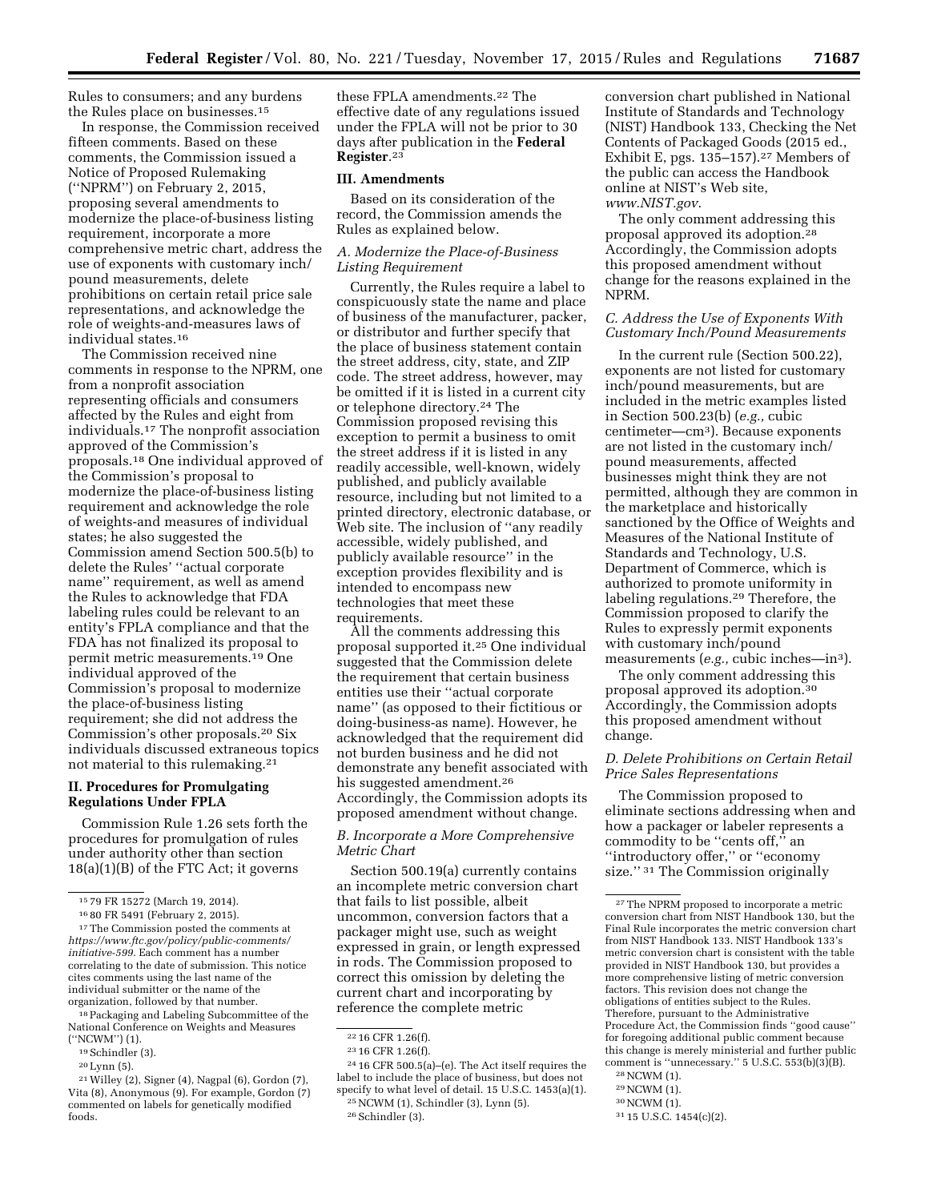Rules to consumers; and any burdens the Rules place on businesses.[15]

In response, the Commission received fifteen comments. Based on these comments, the Commission issued a Notice of Proposed Rulemaking (''NPRM'') on February 2, 2015, proposing several amendments to modernize the place-of-business listing requirement, incorporate a more comprehensive metric chart, address the use of exponents with customary inch/pound measurements, delete prohibitions on certain retail price sale representations, and acknowledge the role of weights-and-measures laws of individual states.[16]

The Commission received nine comments in response to the NPRM, one from a nonprofit association representing officials and consumers affected by the Rules and eight from individuals.[17] The nonprofit association approved of the Commission's proposals.[18] One individual approved of the Commission's proposal to modernize the place-of-business listing requirement and acknowledge the role of weights-and measures of individual states; he also suggested the Commission amend Section 500.5(b) to delete the Rules' ''actual corporate name'' requirement, as well as amend the Rules to acknowledge that FDA labeling rules could be relevant to an entity's FPLA compliance and that the FDA has not finalized its proposal to permit metric measurements.[19] One individual approved of the Commission's proposal to modernize the place-of-business listing requirement; she did not address the Commission's other proposals.[20] Six individuals discussed extraneous topics not material to this rulemaking.[21]

## II. Procedures for Promulgating Regulations Under FPLA

Commission Rule 1.26 sets forth the procedures for promulgation of rules under authority other than section 18(a)(1)(B) of the FTC Act; it governs these FPLA amendments.[22] The effective date of any regulations issued under the FPLA will not be prior to 30 days after publication in the **Federal Register**.[23]

## III. Amendments

Based on its consideration of the record, the Commission amends the Rules as explained below.

### *A. Modernize the Place-of-Business Listing Requirement*

Currently, the Rules require a label to conspicuously state the name and place of business of the manufacturer, packer, or distributor and further specify that the place of business statement contain the street address, city, state, and ZIP code. The street address, however, may be omitted if it is listed in a current city or telephone directory.[24] The Commission proposed revising this exception to permit a business to omit the street address if it is listed in any readily accessible, well-known, widely published, and publicly available resource, including but not limited to a printed directory, electronic database, or Web site. The inclusion of ''any readily accessible, widely published, and publicly available resource'' in the exception provides flexibility and is intended to encompass new technologies that meet these requirements.

All the comments addressing this proposal supported it.[25] One individual suggested that the Commission delete the requirement that certain business entities use their ''actual corporate name'' (as opposed to their fictitious or doing-business-as name). However, he acknowledged that the requirement did not burden business and he did not demonstrate any benefit associated with his suggested amendment.[26] Accordingly, the Commission adopts its proposed amendment without change.

### *B. Incorporate a More Comprehensive Metric Chart*

Section 500.19(a) currently contains an incomplete metric conversion chart that fails to list possible, albeit uncommon, conversion factors that a packager might use, such as weight expressed in grain, or length expressed in rods. The Commission proposed to correct this omission by deleting the current chart and incorporating by reference the complete metric conversion chart published in National Institute of Standards and Technology (NIST) Handbook 133, Checking the Net Contents of Packaged Goods (2015 ed., Exhibit E, pgs. 135–157).[27] Members of the public can access the Handbook online at NIST's Web site, *www.NIST.gov*.

The only comment addressing this proposal approved its adoption.[28] Accordingly, the Commission adopts this proposed amendment without change for the reasons explained in the NPRM.

### *C. Address the Use of Exponents With Customary Inch/Pound Measurements*

In the current rule (Section 500.22), exponents are not listed for customary inch/pound measurements, but are included in the metric examples listed in Section 500.23(b) (*e.g.,* cubic centimeter—cm$^3$). Because exponents are not listed in the customary inch/pound measurements, affected businesses might think they are not permitted, although they are common in the marketplace and historically sanctioned by the Office of Weights and Measures of the National Institute of Standards and Technology, U.S. Department of Commerce, which is authorized to promote uniformity in labeling regulations.[29] Therefore, the Commission proposed to clarify the Rules to expressly permit exponents with customary inch/pound measurements (*e.g.,* cubic inches—in$^3$).

The only comment addressing this proposal approved its adoption.[30] Accordingly, the Commission adopts this proposed amendment without change.

### *D. Delete Prohibitions on Certain Retail Price Sales Representations*

The Commission proposed to eliminate sections addressing when and how a packager or labeler represents a commodity to be ''cents off,'' an ''introductory offer,'' or ''economy size.'' [31] The Commission originally

---

[15] 79 FR 15272 (March 19, 2014).

[16] 80 FR 5491 (February 2, 2015).

[17] The Commission posted the comments at *https://www.ftc.gov/policy/public-comments/initiative-599*. Each comment has a number correlating to the date of submission. This notice cites comments using the last name of the individual submitter or the name of the organization, followed by that number.

[18] Packaging and Labeling Subcommittee of the National Conference on Weights and Measures (''NCWM'') (1).

[19] Schindler (3).

[20] Lynn (5).

[21] Willey (2), Signer (4), Nagpal (6), Gordon (7), Vita (8), Anonymous (9). For example, Gordon (7) commented on labels for genetically modified foods.

[22] 16 CFR 1.26(f).

[23] 16 CFR 1.26(f).

[24] 16 CFR 500.5(a)–(e). The Act itself requires the label to include the place of business, but does not specify to what level of detail. 15 U.S.C. 1453(a)(1).

[25] NCWM (1), Schindler (3), Lynn (5).

[26] Schindler (3).

[27] The NPRM proposed to incorporate a metric conversion chart from NIST Handbook 130, but the Final Rule incorporates the metric conversion chart from NIST Handbook 133. NIST Handbook 133's metric conversion chart is consistent with the table provided in NIST Handbook 130, but provides a more comprehensive listing of metric conversion factors. This revision does not change the obligations of entities subject to the Rules. Therefore, pursuant to the Administrative Procedure Act, the Commission finds ''good cause'' for foregoing additional public comment because this change is merely ministerial and further public comment is ''unnecessary.'' 5 U.S.C. 553(b)(3)(B).

[28] NCWM (1).

[29] NCWM (1).

[30] NCWM (1).

[31] 15 U.S.C. 1454(c)(2).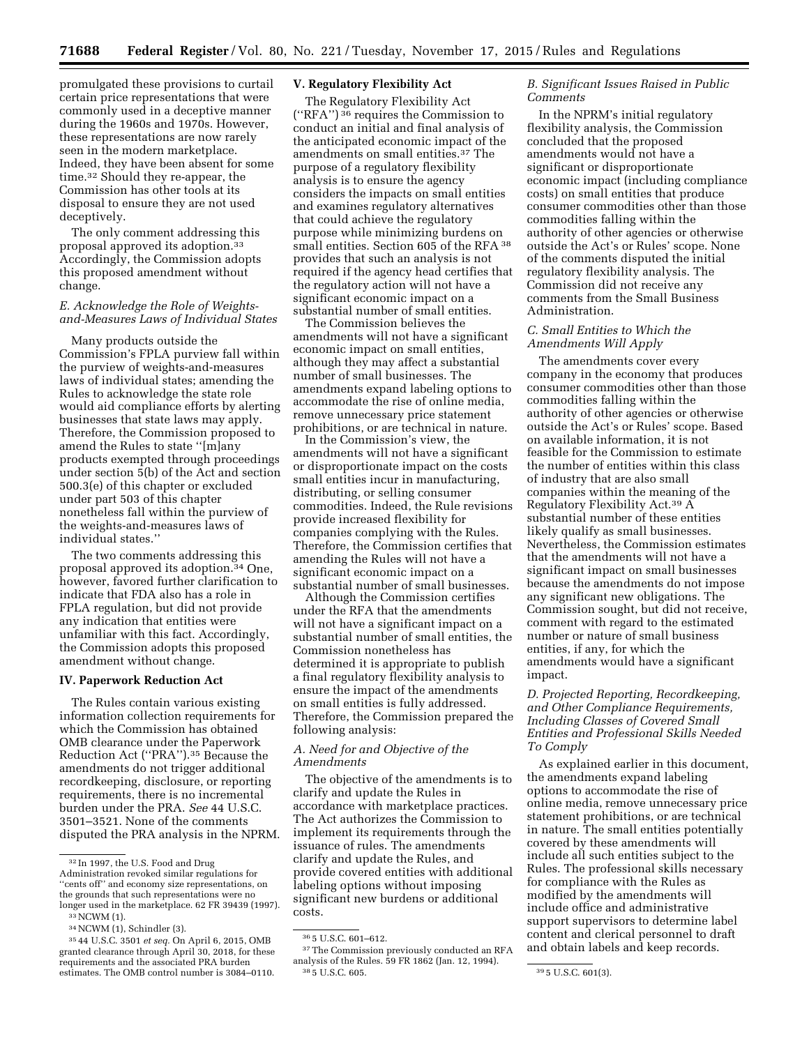promulgated these provisions to curtail certain price representations that were commonly used in a deceptive manner during the 1960s and 1970s. However, these representations are now rarely seen in the modern marketplace. Indeed, they have been absent for some time.[32] Should they re-appear, the Commission has other tools at its disposal to ensure they are not used deceptively.

The only comment addressing this proposal approved its adoption.[33] Accordingly, the Commission adopts this proposed amendment without change.

### *E. Acknowledge the Role of Weights-and-Measures Laws of Individual States*

Many products outside the Commission's FPLA purview fall within the purview of weights-and-measures laws of individual states; amending the Rules to acknowledge the state role would aid compliance efforts by alerting businesses that state laws may apply. Therefore, the Commission proposed to amend the Rules to state "[m]any products exempted through proceedings under section 5(b) of the Act and section 500.3(e) of this chapter or excluded under part 503 of this chapter nonetheless fall within the purview of the weights-and-measures laws of individual states."

The two comments addressing this proposal approved its adoption.[34] One, however, favored further clarification to indicate that FDA also has a role in FPLA regulation, but did not provide any indication that entities were unfamiliar with this fact. Accordingly, the Commission adopts this proposed amendment without change.

## IV. Paperwork Reduction Act

The Rules contain various existing information collection requirements for which the Commission has obtained OMB clearance under the Paperwork Reduction Act ("PRA").[35] Because the amendments do not trigger additional recordkeeping, disclosure, or reporting requirements, there is no incremental burden under the PRA. *See* 44 U.S.C. 3501–3521. None of the comments disputed the PRA analysis in the NPRM.

## V. Regulatory Flexibility Act

The Regulatory Flexibility Act ("RFA") [36] requires the Commission to conduct an initial and final analysis of the anticipated economic impact of the amendments on small entities.[37] The purpose of a regulatory flexibility analysis is to ensure the agency considers the impacts on small entities and examines regulatory alternatives that could achieve the regulatory purpose while minimizing burdens on small entities. Section 605 of the RFA [38] provides that such an analysis is not required if the agency head certifies that the regulatory action will not have a significant economic impact on a substantial number of small entities.

The Commission believes the amendments will not have a significant economic impact on small entities, although they may affect a substantial number of small businesses. The amendments expand labeling options to accommodate the rise of online media, remove unnecessary price statement prohibitions, or are technical in nature.

In the Commission's view, the amendments will not have a significant or disproportionate impact on the costs small entities incur in manufacturing, distributing, or selling consumer commodities. Indeed, the Rule revisions provide increased flexibility for companies complying with the Rules. Therefore, the Commission certifies that amending the Rules will not have a significant economic impact on a substantial number of small businesses.

Although the Commission certifies under the RFA that the amendments will not have a significant impact on a substantial number of small entities, the Commission nonetheless has determined it is appropriate to publish a final regulatory flexibility analysis to ensure the impact of the amendments on small entities is fully addressed. Therefore, the Commission prepared the following analysis:

### *A. Need for and Objective of the Amendments*

The objective of the amendments is to clarify and update the Rules in accordance with marketplace practices. The Act authorizes the Commission to implement its requirements through the issuance of rules. The amendments clarify and update the Rules, and provide covered entities with additional labeling options without imposing significant new burdens or additional costs.

### *B. Significant Issues Raised in Public Comments*

In the NPRM's initial regulatory flexibility analysis, the Commission concluded that the proposed amendments would not have a significant or disproportionate economic impact (including compliance costs) on small entities that produce consumer commodities other than those commodities falling within the authority of other agencies or otherwise outside the Act's or Rules' scope. None of the comments disputed the initial regulatory flexibility analysis. The Commission did not receive any comments from the Small Business Administration.

### *C. Small Entities to Which the Amendments Will Apply*

The amendments cover every company in the economy that produces consumer commodities other than those commodities falling within the authority of other agencies or otherwise outside the Act's or Rules' scope. Based on available information, it is not feasible for the Commission to estimate the number of entities within this class of industry that are also small companies within the meaning of the Regulatory Flexibility Act.[39] A substantial number of these entities likely qualify as small businesses. Nevertheless, the Commission estimates that the amendments will not have a significant impact on small businesses because the amendments do not impose any significant new obligations. The Commission sought, but did not receive, comment with regard to the estimated number or nature of small business entities, if any, for which the amendments would have a significant impact.

### *D. Projected Reporting, Recordkeeping, and Other Compliance Requirements, Including Classes of Covered Small Entities and Professional Skills Needed To Comply*

As explained earlier in this document, the amendments expand labeling options to accommodate the rise of online media, remove unnecessary price statement prohibitions, or are technical in nature. The small entities potentially covered by these amendments will include all such entities subject to the Rules. The professional skills necessary for compliance with the Rules as modified by the amendments will include office and administrative support supervisors to determine label content and clerical personnel to draft and obtain labels and keep records.

---

[32] In 1997, the U.S. Food and Drug Administration revoked similar regulations for "cents off" and economy size representations, on the grounds that such representations were no longer used in the marketplace. 62 FR 39439 (1997).

[33] NCWM (1).

[34] NCWM (1), Schindler (3).

[35] 44 U.S.C. 3501 *et seq.* On April 6, 2015, OMB granted clearance through April 30, 2018, for these requirements and the associated PRA burden estimates. The OMB control number is 3084–0110.

[36] 5 U.S.C. 601–612.

[37] The Commission previously conducted an RFA analysis of the Rules. 59 FR 1862 (Jan. 12, 1994).

[38] 5 U.S.C. 605.

[39] 5 U.S.C. 601(3).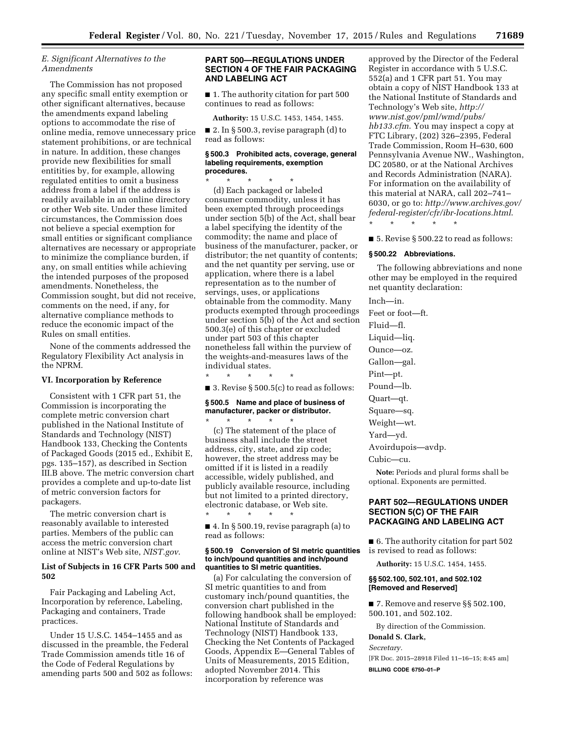### *E. Significant Alternatives to the Amendments*

The Commission has not proposed any specific small entity exemption or other significant alternatives, because the amendments expand labeling options to accommodate the rise of online media, remove unnecessary price statement prohibitions, or are technical in nature. In addition, these changes provide new flexibilities for small entitities by, for example, allowing regulated entities to omit a business address from a label if the address is readily available in an online directory or other Web site. Under these limited circumstances, the Commission does not believe a special exemption for small entities or significant compliance alternatives are necessary or appropriate to minimize the compliance burden, if any, on small entities while achieving the intended purposes of the proposed amendments. Nonetheless, the Commission sought, but did not receive, comments on the need, if any, for alternative compliance methods to reduce the economic impact of the Rules on small entities.

None of the comments addressed the Regulatory Flexibility Act analysis in the NPRM.

### VI. Incorporation by Reference

Consistent with 1 CFR part 51, the Commission is incorporating the complete metric conversion chart published in the National Institute of Standards and Technology (NIST) Handbook 133, Checking the Contents of Packaged Goods (2015 ed., Exhibit E, pgs. 135–157), as described in Section III.B above. The metric conversion chart provides a complete and up-to-date list of metric conversion factors for packagers.

The metric conversion chart is reasonably available to interested parties. Members of the public can access the metric conversion chart online at NIST's Web site, *NIST.gov*.

### List of Subjects in 16 CFR Parts 500 and 502

Fair Packaging and Labeling Act, Incorporation by reference, Labeling, Packaging and containers, Trade practices.

Under 15 U.S.C. 1454–1455 and as discussed in the preamble, the Federal Trade Commission amends title 16 of the Code of Federal Regulations by amending parts 500 and 502 as follows:

## PART 500—REGULATIONS UNDER SECTION 4 OF THE FAIR PACKAGING AND LABELING ACT

■ 1. The authority citation for part 500 continues to read as follows:

**Authority:** 15 U.S.C. 1453, 1454, 1455.

■ 2. In § 500.3, revise paragraph (d) to read as follows:

#### § 500.3 Prohibited acts, coverage, general labeling requirements, exemption procedures.

\* \* \* \* \*

(d) Each packaged or labeled consumer commodity, unless it has been exempted through proceedings under section 5(b) of the Act, shall bear a label specifying the identity of the commodity; the name and place of business of the manufacturer, packer, or distributor; the net quantity of contents; and the net quantity per serving, use or application, where there is a label representation as to the number of servings, uses, or applications obtainable from the commodity. Many products exempted through proceedings under section 5(b) of the Act and section 500.3(e) of this chapter or excluded under part 503 of this chapter nonetheless fall within the purview of the weights-and-measures laws of the individual states.

\* \* \* \* \*

■ 3. Revise § 500.5(c) to read as follows:

#### § 500.5 Name and place of business of manufacturer, packer or distributor.

\* \* \* \* \*

(c) The statement of the place of business shall include the street address, city, state, and zip code; however, the street address may be omitted if it is listed in a readily accessible, widely published, and publicly available resource, including but not limited to a printed directory, electronic database, or Web site.

\* \* \* \* \*

■ 4. In § 500.19, revise paragraph (a) to read as follows:

#### § 500.19 Conversion of SI metric quantities to inch/pound quantities and inch/pound quantities to SI metric quantities.

(a) For calculating the conversion of SI metric quantities to and from customary inch/pound quantities, the conversion chart published in the following handbook shall be employed: National Institute of Standards and Technology (NIST) Handbook 133, Checking the Net Contents of Packaged Goods, Appendix E—General Tables of Units of Measurements, 2015 Edition, adopted November 2014. This incorporation by reference was approved by the Director of the Federal Register in accordance with 5 U.S.C. 552(a) and 1 CFR part 51. You may obtain a copy of NIST Handbook 133 at the National Institute of Standards and Technology's Web site, *http://www.nist.gov/pml/wmd/pubs/hb133.cfm*. You may inspect a copy at FTC Library, (202) 326–2395, Federal Trade Commission, Room H–630, 600 Pennsylvania Avenue NW., Washington, DC 20580, or at the National Archives and Records Administration (NARA). For information on the availability of this material at NARA, call 202–741–6030, or go to: *http://www.archives.gov/federal-register/cfr/ibr-locations.html*.

\* \* \* \* \*

■ 5. Revise § 500.22 to read as follows:

#### § 500.22 Abbreviations.

The following abbreviations and none other may be employed in the required net quantity declaration:

Inch—in.

Feet or foot—ft.

Fluid—fl.

Liquid—liq.

Ounce—oz.

Gallon—gal.

Pint—pt.

Pound—lb.

Quart—qt.

Square—sq.

Weight—wt.

Yard—yd.

Avoirdupois—avdp.

Cubic—cu.

**Note:** Periods and plural forms shall be optional. Exponents are permitted.

## PART 502—REGULATIONS UNDER SECTION 5(C) OF THE FAIR PACKAGING AND LABELING ACT

■ 6. The authority citation for part 502 is revised to read as follows:

**Authority:** 15 U.S.C. 1454, 1455.

#### §§ 502.100, 502.101, and 502.102 [Removed and Reserved]

■ 7. Remove and reserve §§ 502.100, 500.101, and 502.102.

By direction of the Commission.

**Donald S. Clark,**

*Secretary.*

[FR Doc. 2015–28918 Filed 11–16–15; 8:45 am]

**BILLING CODE 6750–01–P**